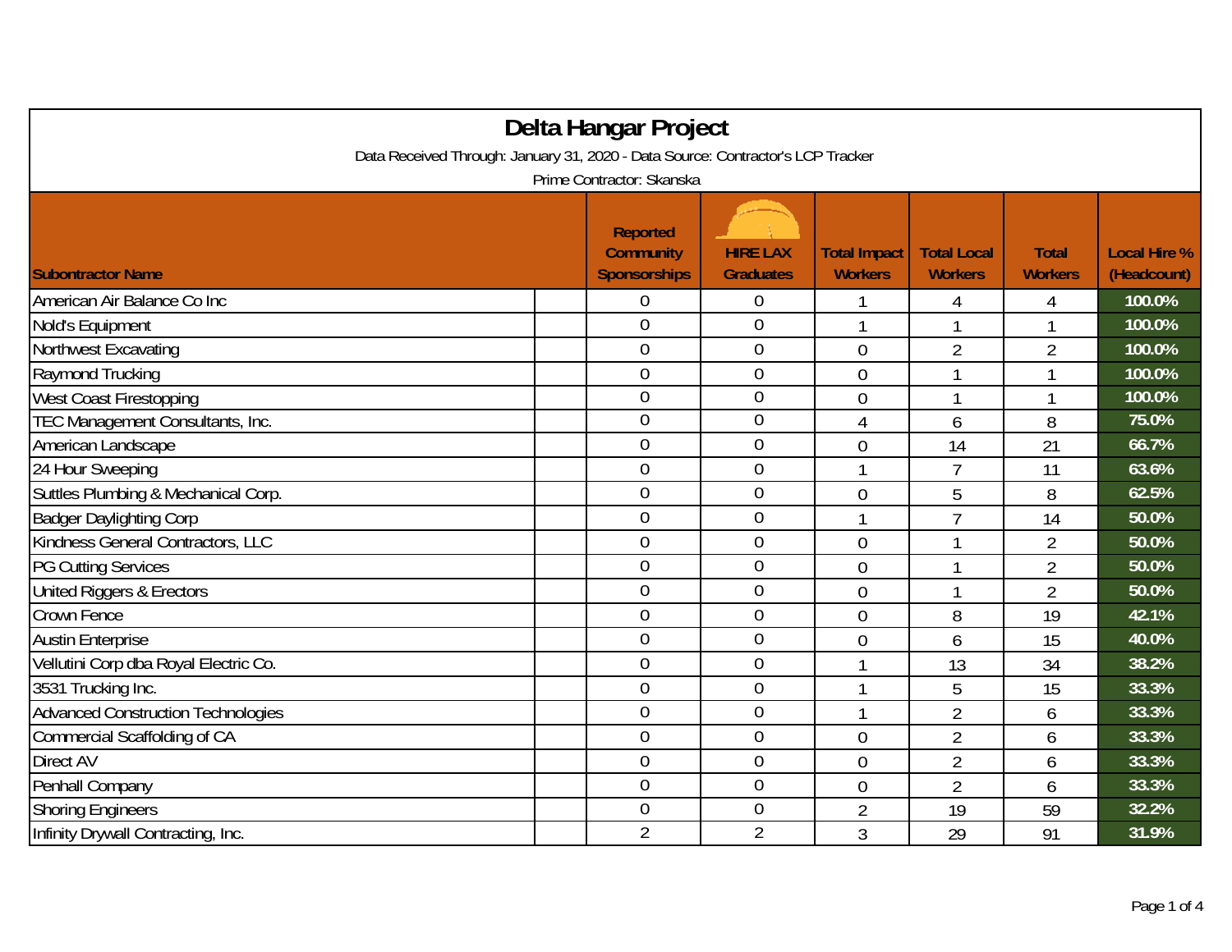# Delta Hangar Project

Data Received Through: January 31, 2020 - Data Source: Contractor's LCP Tracker

Prime Contractor: Skanska

| Subontractor Name | Reported Community Sponsorships | HIRE LAX Graduates | Total Impact Workers | Total Local Workers | Total Workers | Local Hire % (Headcount) |
|---|---|---|---|---|---|---|
| American Air Balance Co Inc | 0 | 0 | 1 | 4 | 4 | 100.0% |
| Nold's Equipment | 0 | 0 | 1 | 1 | 1 | 100.0% |
| Northwest Excavating | 0 | 0 | 0 | 2 | 2 | 100.0% |
| Raymond Trucking | 0 | 0 | 0 | 1 | 1 | 100.0% |
| West Coast Firestopping | 0 | 0 | 0 | 1 | 1 | 100.0% |
| TEC Management Consultants, Inc. | 0 | 0 | 4 | 6 | 8 | 75.0% |
| American Landscape | 0 | 0 | 0 | 14 | 21 | 66.7% |
| 24 Hour Sweeping | 0 | 0 | 1 | 7 | 11 | 63.6% |
| Suttles Plumbing & Mechanical Corp. | 0 | 0 | 0 | 5 | 8 | 62.5% |
| Badger Daylighting Corp | 0 | 0 | 1 | 7 | 14 | 50.0% |
| Kindness General Contractors, LLC | 0 | 0 | 0 | 1 | 2 | 50.0% |
| PG Cutting Services | 0 | 0 | 0 | 1 | 2 | 50.0% |
| United Riggers & Erectors | 0 | 0 | 0 | 1 | 2 | 50.0% |
| Crown Fence | 0 | 0 | 0 | 8 | 19 | 42.1% |
| Austin Enterprise | 0 | 0 | 0 | 6 | 15 | 40.0% |
| Vellutini Corp dba Royal Electric Co. | 0 | 0 | 1 | 13 | 34 | 38.2% |
| 3531 Trucking Inc. | 0 | 0 | 1 | 5 | 15 | 33.3% |
| Advanced Construction Technologies | 0 | 0 | 1 | 2 | 6 | 33.3% |
| Commercial Scaffolding of CA | 0 | 0 | 0 | 2 | 6 | 33.3% |
| Direct AV | 0 | 0 | 0 | 2 | 6 | 33.3% |
| Penhall Company | 0 | 0 | 0 | 2 | 6 | 33.3% |
| Shoring Engineers | 0 | 0 | 2 | 19 | 59 | 32.2% |
| Infinity Drywall Contracting, Inc. | 2 | 2 | 3 | 29 | 91 | 31.9% |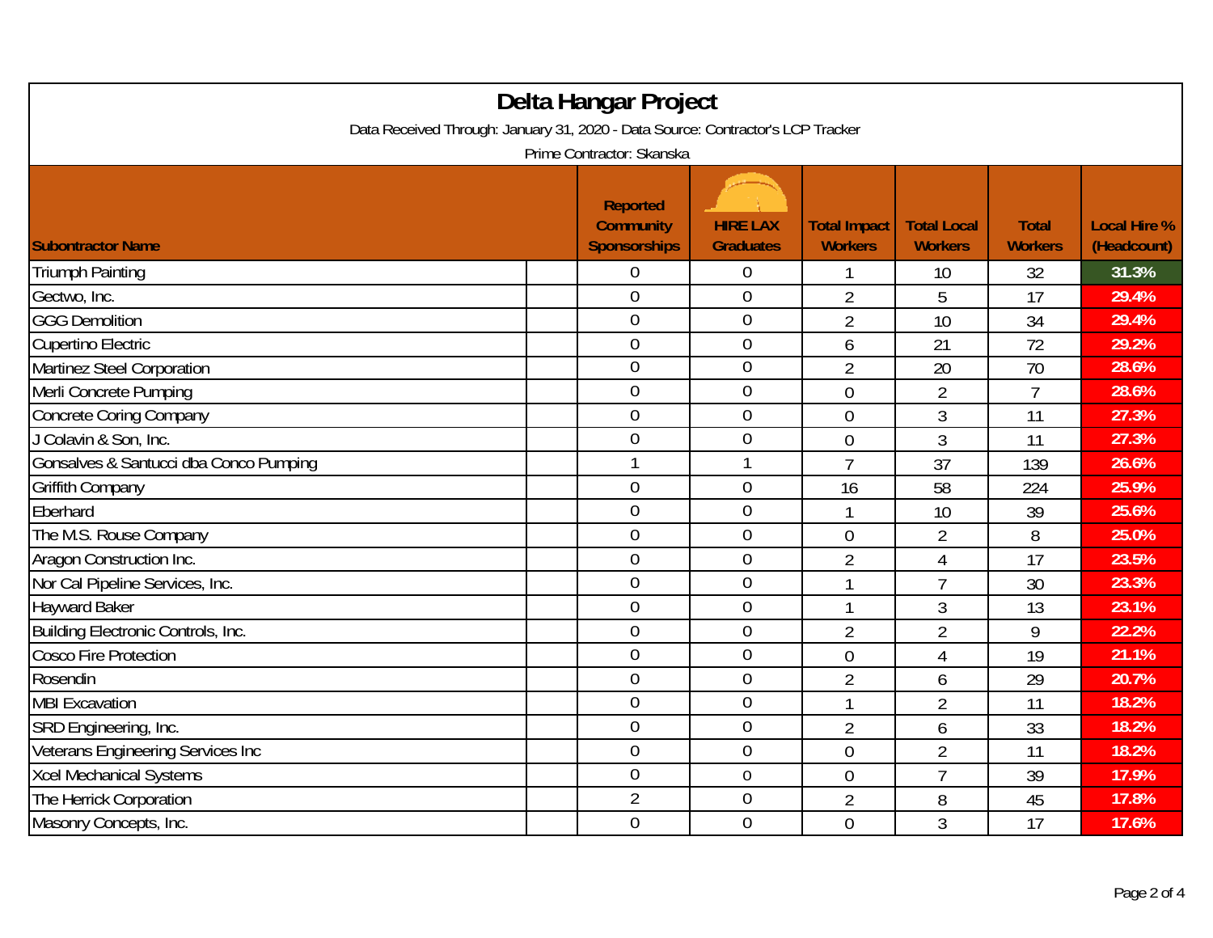# Delta Hangar Project

Data Received Through: January 31, 2020 - Data Source: Contractor's LCP Tracker

Prime Contractor: Skanska

| Subontractor Name | Reported Community Sponsorships | HIRE LAX Graduates | Total Impact Workers | Total Local Workers | Total Workers | Local Hire % (Headcount) |
|---|---|---|---|---|---|---|
| Triumph Painting | 0 | 0 | 1 | 10 | 32 | 31.3% |
| Gectwo, Inc. | 0 | 0 | 2 | 5 | 17 | 29.4% |
| GGG Demolition | 0 | 0 | 2 | 10 | 34 | 29.4% |
| Cupertino Electric | 0 | 0 | 6 | 21 | 72 | 29.2% |
| Martinez Steel Corporation | 0 | 0 | 2 | 20 | 70 | 28.6% |
| Merli Concrete Pumping | 0 | 0 | 0 | 2 | 7 | 28.6% |
| Concrete Coring Company | 0 | 0 | 0 | 3 | 11 | 27.3% |
| J Colavin & Son, Inc. | 0 | 0 | 0 | 3 | 11 | 27.3% |
| Gonsalves & Santucci dba Conco Pumping | 1 | 1 | 7 | 37 | 139 | 26.6% |
| Griffith Company | 0 | 0 | 16 | 58 | 224 | 25.9% |
| Eberhard | 0 | 0 | 1 | 10 | 39 | 25.6% |
| The M.S. Rouse Company | 0 | 0 | 0 | 2 | 8 | 25.0% |
| Aragon Construction Inc. | 0 | 0 | 2 | 4 | 17 | 23.5% |
| Nor Cal Pipeline Services, Inc. | 0 | 0 | 1 | 7 | 30 | 23.3% |
| Hayward Baker | 0 | 0 | 1 | 3 | 13 | 23.1% |
| Building Electronic Controls, Inc. | 0 | 0 | 2 | 2 | 9 | 22.2% |
| Cosco Fire Protection | 0 | 0 | 0 | 4 | 19 | 21.1% |
| Rosendin | 0 | 0 | 2 | 6 | 29 | 20.7% |
| MBI Excavation | 0 | 0 | 1 | 2 | 11 | 18.2% |
| SRD Engineering, Inc. | 0 | 0 | 2 | 6 | 33 | 18.2% |
| Veterans Engineering Services Inc | 0 | 0 | 0 | 2 | 11 | 18.2% |
| Xcel Mechanical Systems | 0 | 0 | 0 | 7 | 39 | 17.9% |
| The Herrick Corporation | 2 | 0 | 2 | 8 | 45 | 17.8% |
| Masonry Concepts, Inc. | 0 | 0 | 0 | 3 | 17 | 17.6% |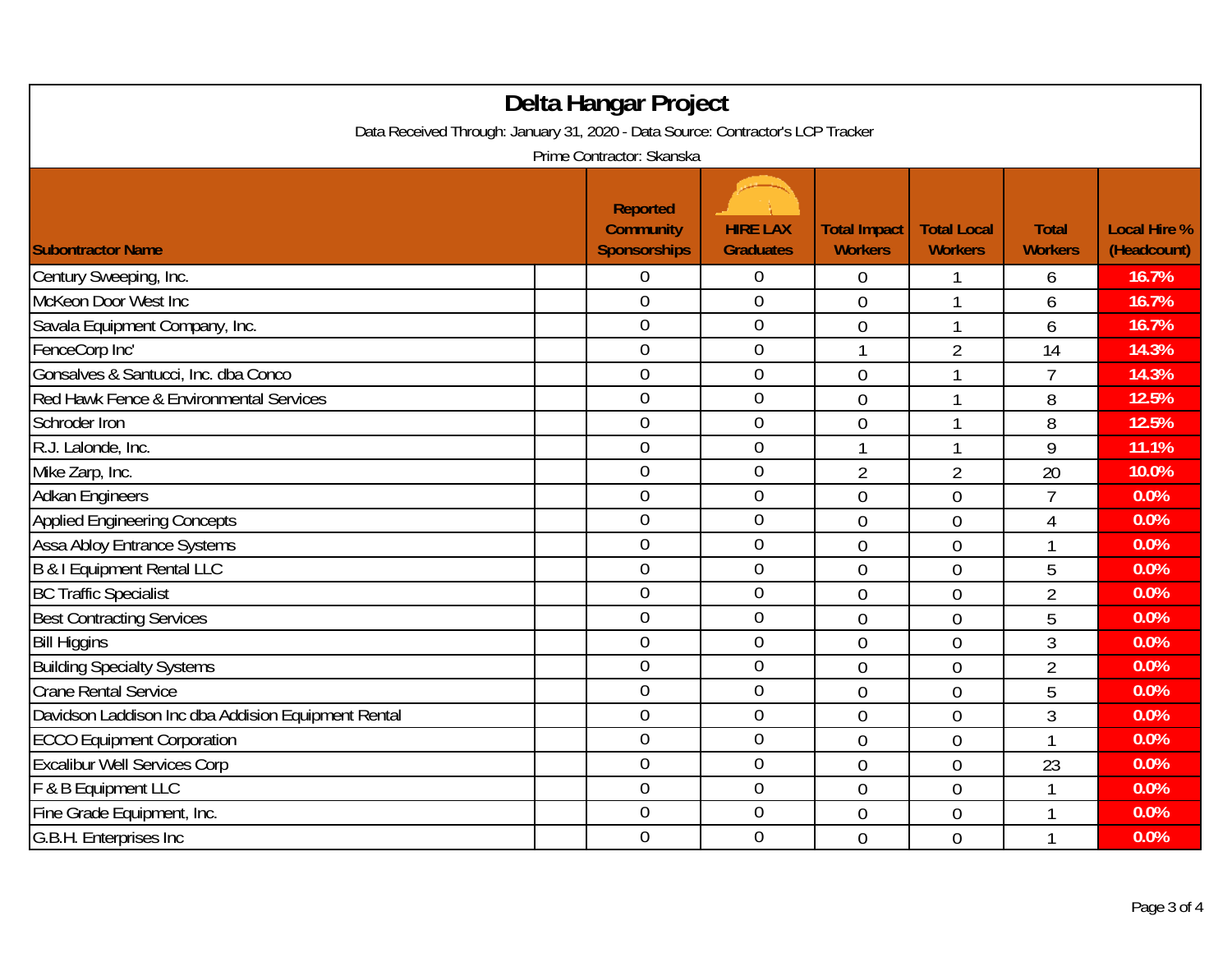# Delta Hangar Project

Data Received Through: January 31, 2020 - Data Source: Contractor's LCP Tracker

Prime Contractor: Skanska

| Subontractor Name | Reported Community Sponsorships | HIRE LAX Graduates | Total Impact Workers | Total Local Workers | Total Workers | Local Hire % (Headcount) |
|---|---|---|---|---|---|---|
| Century Sweeping, Inc. | 0 | 0 | 0 | 1 | 6 | 16.7% |
| McKeon Door West Inc | 0 | 0 | 0 | 1 | 6 | 16.7% |
| Savala Equipment Company, Inc. | 0 | 0 | 0 | 1 | 6 | 16.7% |
| FenceCorp Inc' | 0 | 0 | 1 | 2 | 14 | 14.3% |
| Gonsalves & Santucci, Inc. dba Conco | 0 | 0 | 0 | 1 | 7 | 14.3% |
| Red Hawk Fence & Environmental Services | 0 | 0 | 0 | 1 | 8 | 12.5% |
| Schroder Iron | 0 | 0 | 0 | 1 | 8 | 12.5% |
| R.J. Lalonde, Inc. | 0 | 0 | 1 | 1 | 9 | 11.1% |
| Mike Zarp, Inc. | 0 | 0 | 2 | 2 | 20 | 10.0% |
| Adkan Engineers | 0 | 0 | 0 | 0 | 7 | 0.0% |
| Applied Engineering Concepts | 0 | 0 | 0 | 0 | 4 | 0.0% |
| Assa Abloy Entrance Systems | 0 | 0 | 0 | 0 | 1 | 0.0% |
| B & I Equipment Rental LLC | 0 | 0 | 0 | 0 | 5 | 0.0% |
| BC Traffic Specialist | 0 | 0 | 0 | 0 | 2 | 0.0% |
| Best Contracting Services | 0 | 0 | 0 | 0 | 5 | 0.0% |
| Bill Higgins | 0 | 0 | 0 | 0 | 3 | 0.0% |
| Building Specialty Systems | 0 | 0 | 0 | 0 | 2 | 0.0% |
| Crane Rental Service | 0 | 0 | 0 | 0 | 5 | 0.0% |
| Davidson Laddison Inc dba Addision Equipment Rental | 0 | 0 | 0 | 0 | 3 | 0.0% |
| ECCO Equipment Corporation | 0 | 0 | 0 | 0 | 1 | 0.0% |
| Excalibur Well Services Corp | 0 | 0 | 0 | 0 | 23 | 0.0% |
| F & B Equipment LLC | 0 | 0 | 0 | 0 | 1 | 0.0% |
| Fine Grade Equipment, Inc. | 0 | 0 | 0 | 0 | 1 | 0.0% |
| G.B.H. Enterprises Inc | 0 | 0 | 0 | 0 | 1 | 0.0% |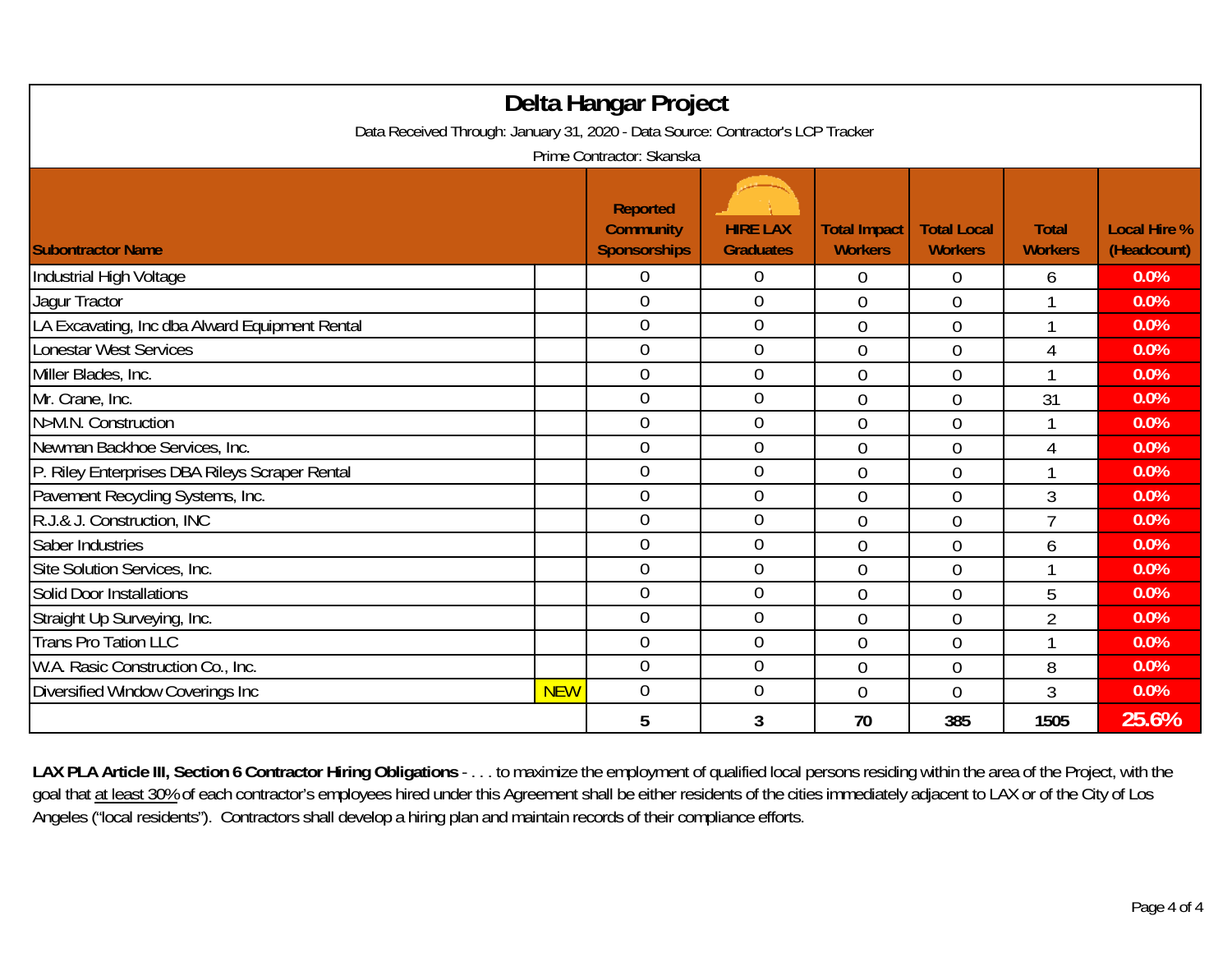# Delta Hangar Project

Data Received Through: January 31, 2020 - Data Source: Contractor's LCP Tracker

Prime Contractor: Skanska

| Subcontractor Name | | Reported Community Sponsorships | HIRE LAX Graduates | Total Impact Workers | Total Local Workers | Total Workers | Local Hire % (Headcount) |
|---|---|---|---|---|---|---|---|
| Industrial High Voltage | | 0 | 0 | 0 | 0 | 6 | 0.0% |
| Jagur Tractor | | 0 | 0 | 0 | 0 | 1 | 0.0% |
| LA Excavating, Inc dba Alward Equipment Rental | | 0 | 0 | 0 | 0 | 1 | 0.0% |
| Lonestar West Services | | 0 | 0 | 0 | 0 | 4 | 0.0% |
| Miller Blades, Inc. | | 0 | 0 | 0 | 0 | 1 | 0.0% |
| Mr. Crane, Inc. | | 0 | 0 | 0 | 0 | 31 | 0.0% |
| N>M.N. Construction | | 0 | 0 | 0 | 0 | 1 | 0.0% |
| Newman Backhoe Services, Inc. | | 0 | 0 | 0 | 0 | 4 | 0.0% |
| P. Riley Enterprises DBA Rileys Scraper Rental | | 0 | 0 | 0 | 0 | 1 | 0.0% |
| Pavement Recycling Systems, Inc. | | 0 | 0 | 0 | 0 | 3 | 0.0% |
| R.J.& J. Construction, INC | | 0 | 0 | 0 | 0 | 7 | 0.0% |
| Saber Industries | | 0 | 0 | 0 | 0 | 6 | 0.0% |
| Site Solution Services, Inc. | | 0 | 0 | 0 | 0 | 1 | 0.0% |
| Solid Door Installations | | 0 | 0 | 0 | 0 | 5 | 0.0% |
| Straight Up Surveying, Inc. | | 0 | 0 | 0 | 0 | 2 | 0.0% |
| Trans Pro Tation LLC | | 0 | 0 | 0 | 0 | 1 | 0.0% |
| W.A. Rasic Construction Co., Inc. | | 0 | 0 | 0 | 0 | 8 | 0.0% |
| Diversified Window Coverings Inc | NEW | 0 | 0 | 0 | 0 | 3 | 0.0% |
| | | **5** | **3** | **70** | **385** | **1505** | **25.6%** |

**LAX PLA Article III, Section 6 Contractor Hiring Obligations** - . . . to maximize the employment of qualified local persons residing within the area of the Project, with the goal that at least 30% of each contractor's employees hired under this Agreement shall be either residents of the cities immediately adjacent to LAX or of the City of Los Angeles ("local residents"). Contractors shall develop a hiring plan and maintain records of their compliance efforts.